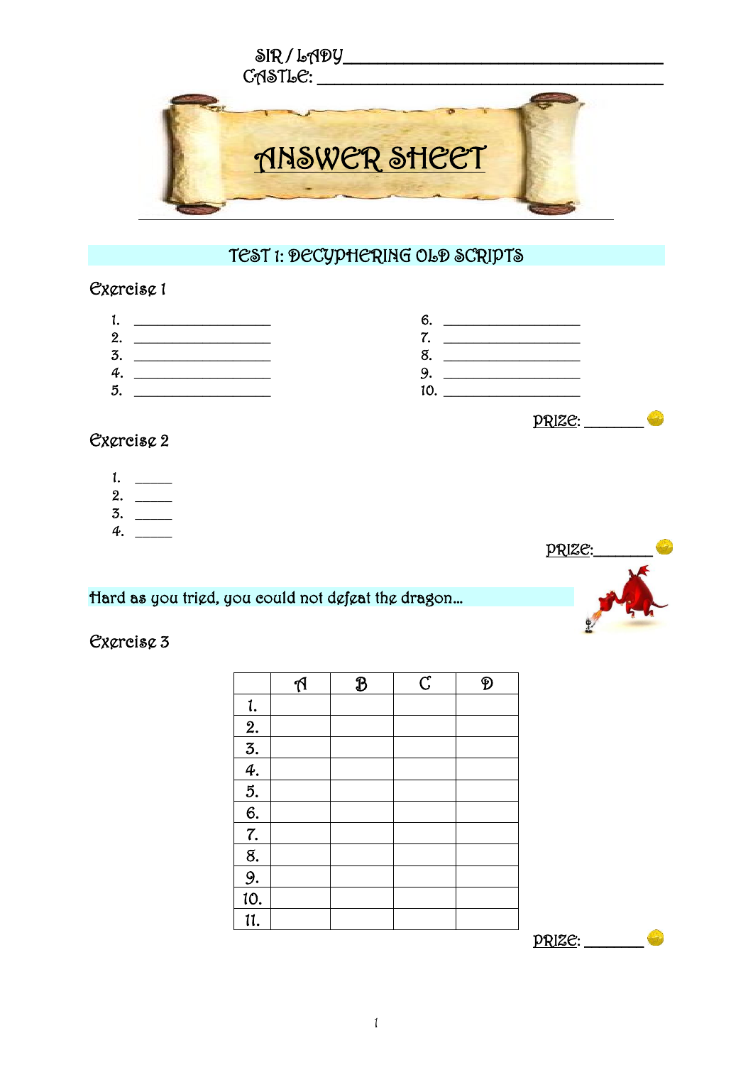SIR / LADY ___________________________________

CASTLE: ___________________________________

# ANSWER SHEET

## TEST 1: DECYPHERING OLD SCRIPTS

### Exercise 1

1. ____________________
2. ____________________
3. ____________________
4. ____________________
5. ____________________
6. ____________________
7. ____________________
8. ____________________
9. ____________________
10. ____________________

PRIZE: ________

### Exercise 2

1. _____
2. _____
3. _____
4. _____

PRIZE: ________

Hard as you tried, you could not defeat the dragon…

### Exercise 3

| | A | B | C | D |
|---|---|---|---|---|
| 1. | | | | |
| 2. | | | | |
| 3. | | | | |
| 4. | | | | |
| 5. | | | | |
| 6. | | | | |
| 7. | | | | |
| 8. | | | | |
| 9. | | | | |
| 10. | | | | |
| 11. | | | | |

PRIZE: ________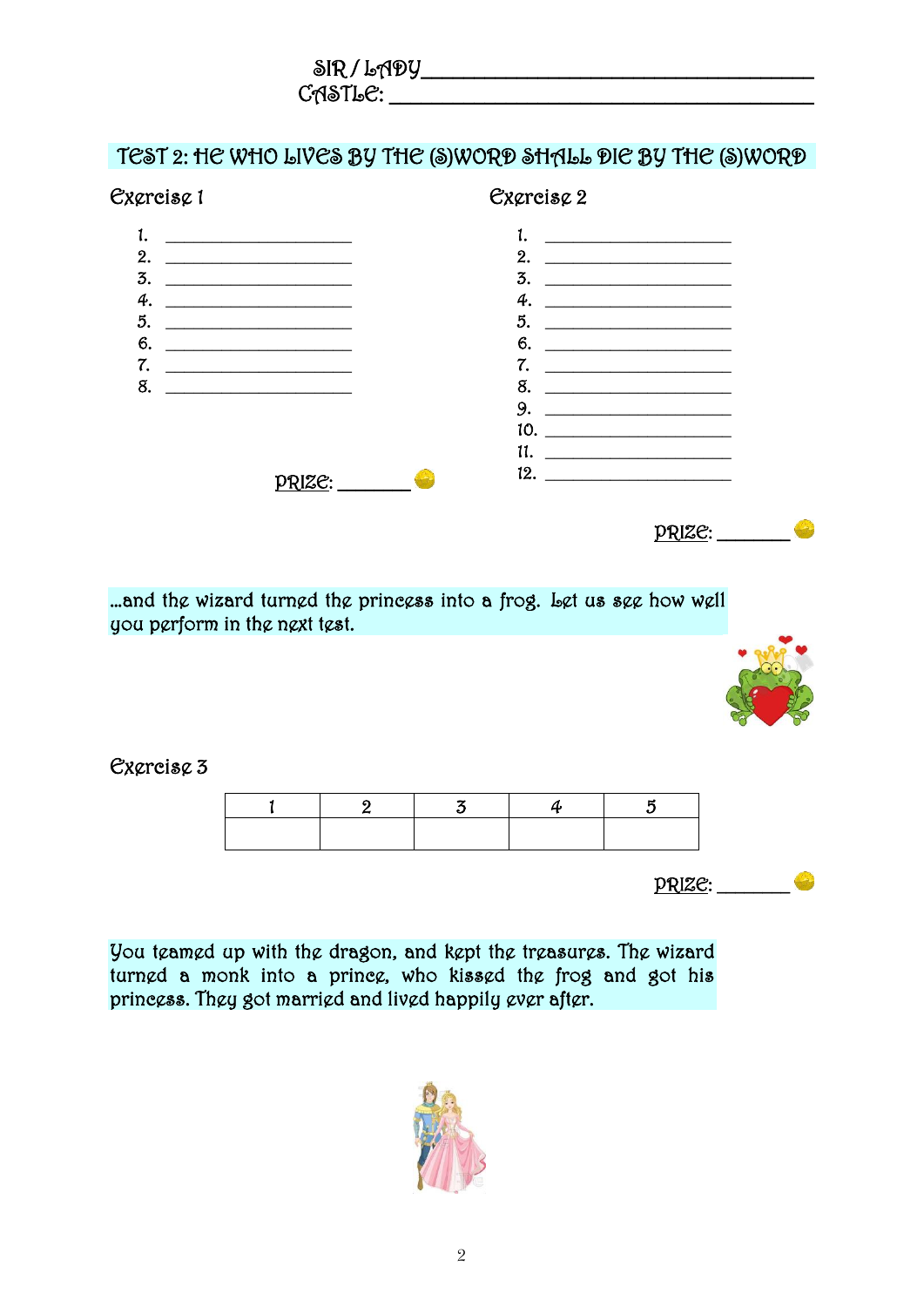SIR / LADY_______________________________________

CASTLE: ________________________________________

## TEST 2: HE WHO LIVES BY THE (S)WORD SHALL DIE BY THE (S)WORD

### Exercise 1

1. ____________________
2. ____________________
3. ____________________
4. ____________________
5. ____________________
6. ____________________
7. ____________________
8. ____________________

PRIZE: _______

### Exercise 2

1. ____________________
2. ____________________
3. ____________________
4. ____________________
5. ____________________
6. ____________________
7. ____________________
8. ____________________
9. ____________________
10. ____________________
11. ____________________
12. ____________________

PRIZE: _______

...and the wizard turned the princess into a frog. Let us see how well you perform in the next test.

### Exercise 3

| 1 | 2 | 3 | 4 | 5 |
|---|---|---|---|---|
| | | | | |

PRIZE: _______

You teamed up with the dragon, and kept the treasures. The wizard turned a monk into a prince, who kissed the frog and got his princess. They got married and lived happily ever after.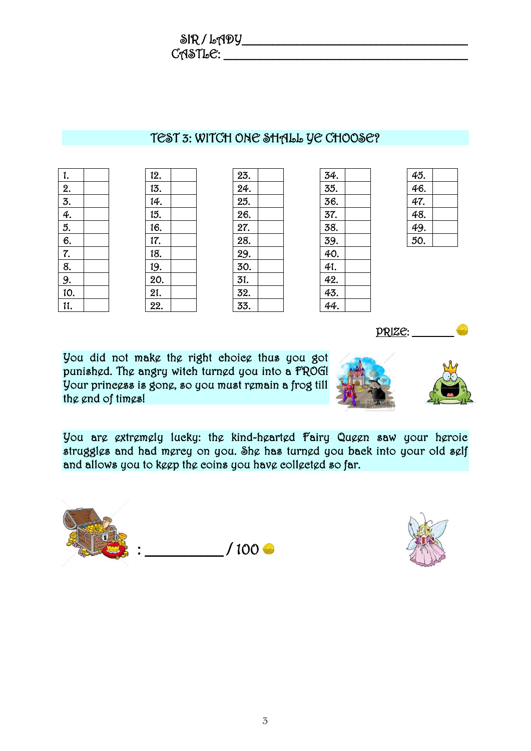SIR / LADY ___________________________________

CASTLE: ______________________________________

## TEST 3: WITCH ONE SHALL YE CHOOSE?

| | | | | | | | | | |
|---|---|---|---|---|---|---|---|---|---|
| 1. | | 12. | | 23. | | 34. | | 45. | |
| 2. | | 13. | | 24. | | 35. | | 46. | |
| 3. | | 14. | | 25. | | 36. | | 47. | |
| 4. | | 15. | | 26. | | 37. | | 48. | |
| 5. | | 16. | | 27. | | 38. | | 49. | |
| 6. | | 17. | | 28. | | 39. | | 50. | |
| 7. | | 18. | | 29. | | 40. | | | |
| 8. | | 19. | | 30. | | 41. | | | |
| 9. | | 20. | | 31. | | 42. | | | |
| 10. | | 21. | | 32. | | 43. | | | |
| 11. | | 22. | | 33. | | 44. | | | |

PRIZE: _______

You did not make the right choice thus you got punished. The angry witch turned you into a FROG! Your princess is gone, so you must remain a frog till the end of times!

You are extremely lucky: the kind-hearted Fairy Queen saw your heroic struggles and had mercy on you. She has turned you back into your old self and allows you to keep the coins you have collected so far.

: __________ / 100